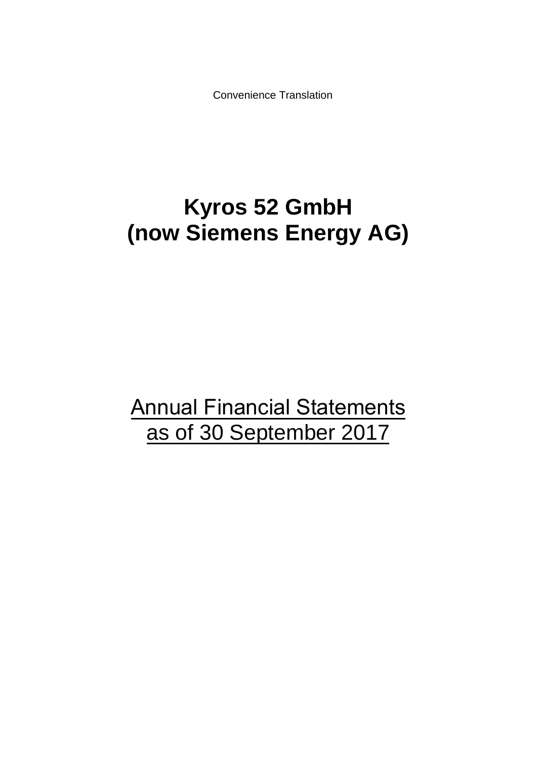Convenience Translation

# Kyros 52 GmbH
# (now Siemens Energy AG)

Annual Financial Statements
as of 30 September 2017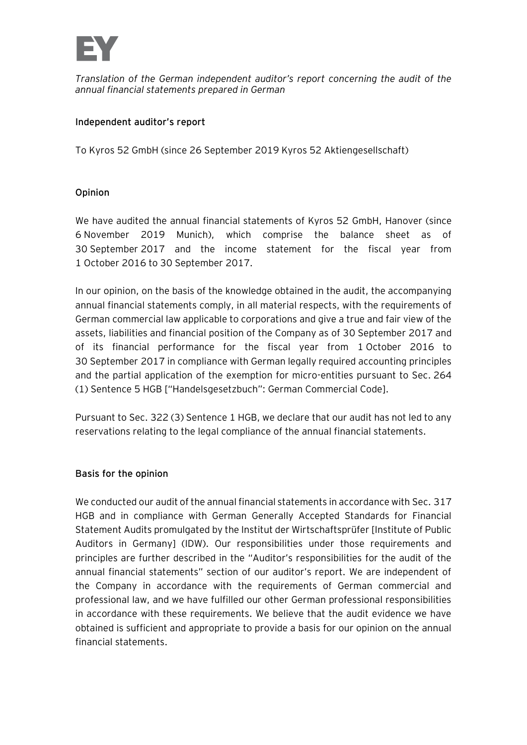*Translation of the German independent auditor's report concerning the audit of the annual financial statements prepared in German*

## Independent auditor's report

To Kyros 52 GmbH (since 26 September 2019 Kyros 52 Aktiengesellschaft)

### Opinion

We have audited the annual financial statements of Kyros 52 GmbH, Hanover (since 6 November 2019 Munich), which comprise the balance sheet as of 30 September 2017 and the income statement for the fiscal year from 1 October 2016 to 30 September 2017.

In our opinion, on the basis of the knowledge obtained in the audit, the accompanying annual financial statements comply, in all material respects, with the requirements of German commercial law applicable to corporations and give a true and fair view of the assets, liabilities and financial position of the Company as of 30 September 2017 and of its financial performance for the fiscal year from 1 October 2016 to 30 September 2017 in compliance with German legally required accounting principles and the partial application of the exemption for micro-entities pursuant to Sec. 264 (1) Sentence 5 HGB ["Handelsgesetzbuch": German Commercial Code].

Pursuant to Sec. 322 (3) Sentence 1 HGB, we declare that our audit has not led to any reservations relating to the legal compliance of the annual financial statements.

### Basis for the opinion

We conducted our audit of the annual financial statements in accordance with Sec. 317 HGB and in compliance with German Generally Accepted Standards for Financial Statement Audits promulgated by the Institut der Wirtschaftsprüfer [Institute of Public Auditors in Germany] (IDW). Our responsibilities under those requirements and principles are further described in the "Auditor's responsibilities for the audit of the annual financial statements" section of our auditor's report. We are independent of the Company in accordance with the requirements of German commercial and professional law, and we have fulfilled our other German professional responsibilities in accordance with these requirements. We believe that the audit evidence we have obtained is sufficient and appropriate to provide a basis for our opinion on the annual financial statements.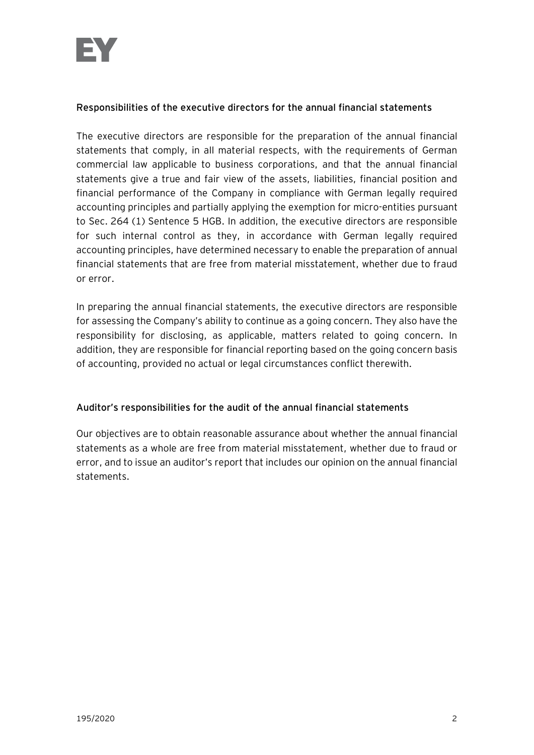### Responsibilities of the executive directors for the annual financial statements

The executive directors are responsible for the preparation of the annual financial statements that comply, in all material respects, with the requirements of German commercial law applicable to business corporations, and that the annual financial statements give a true and fair view of the assets, liabilities, financial position and financial performance of the Company in compliance with German legally required accounting principles and partially applying the exemption for micro-entities pursuant to Sec. 264 (1) Sentence 5 HGB. In addition, the executive directors are responsible for such internal control as they, in accordance with German legally required accounting principles, have determined necessary to enable the preparation of annual financial statements that are free from material misstatement, whether due to fraud or error.

In preparing the annual financial statements, the executive directors are responsible for assessing the Company's ability to continue as a going concern. They also have the responsibility for disclosing, as applicable, matters related to going concern. In addition, they are responsible for financial reporting based on the going concern basis of accounting, provided no actual or legal circumstances conflict therewith.

### Auditor's responsibilities for the audit of the annual financial statements

Our objectives are to obtain reasonable assurance about whether the annual financial statements as a whole are free from material misstatement, whether due to fraud or error, and to issue an auditor's report that includes our opinion on the annual financial statements.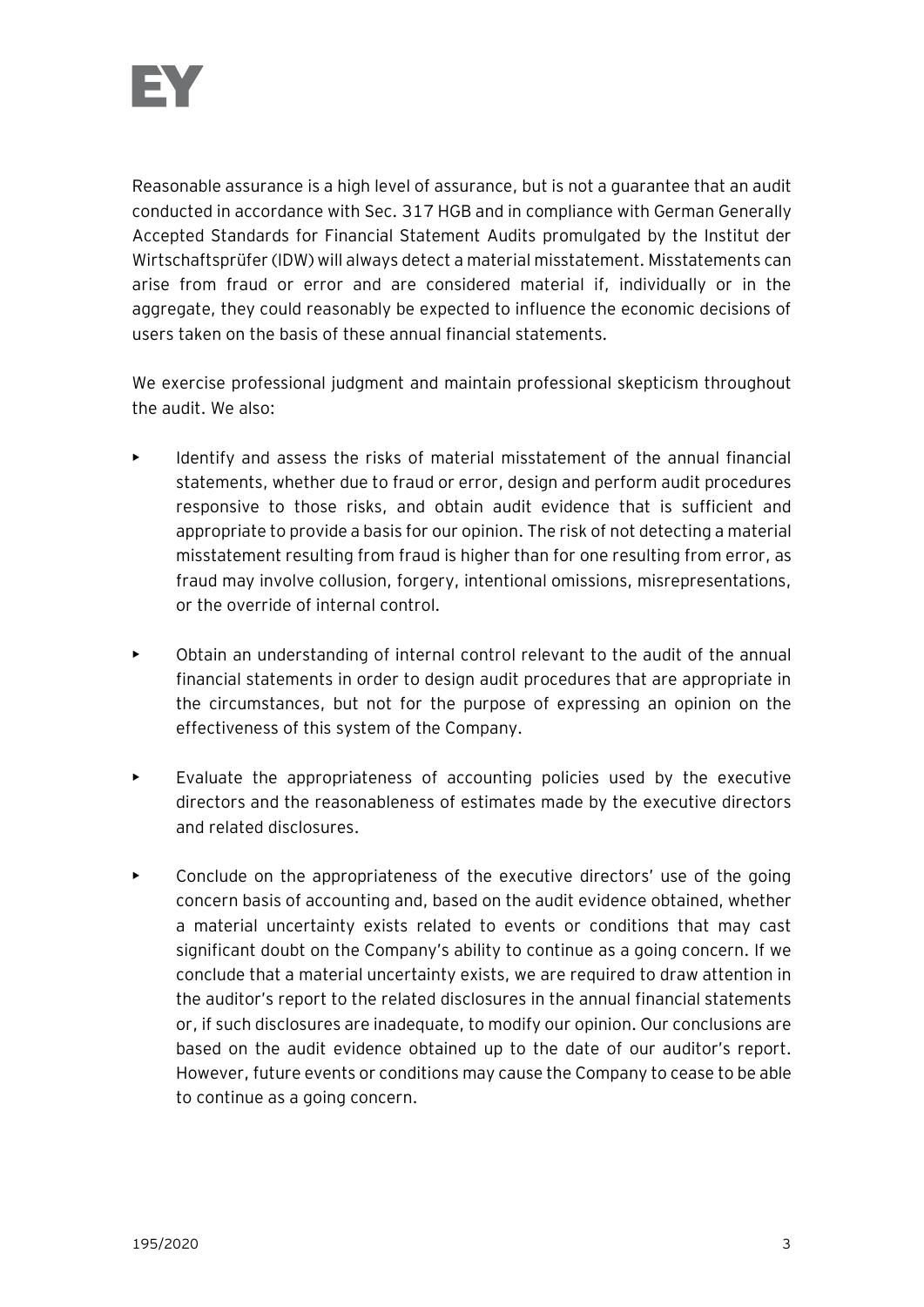Reasonable assurance is a high level of assurance, but is not a guarantee that an audit conducted in accordance with Sec. 317 HGB and in compliance with German Generally Accepted Standards for Financial Statement Audits promulgated by the Institut der Wirtschaftsprüfer (IDW) will always detect a material misstatement. Misstatements can arise from fraud or error and are considered material if, individually or in the aggregate, they could reasonably be expected to influence the economic decisions of users taken on the basis of these annual financial statements.

We exercise professional judgment and maintain professional skepticism throughout the audit. We also:

- Identify and assess the risks of material misstatement of the annual financial statements, whether due to fraud or error, design and perform audit procedures responsive to those risks, and obtain audit evidence that is sufficient and appropriate to provide a basis for our opinion. The risk of not detecting a material misstatement resulting from fraud is higher than for one resulting from error, as fraud may involve collusion, forgery, intentional omissions, misrepresentations, or the override of internal control.

- Obtain an understanding of internal control relevant to the audit of the annual financial statements in order to design audit procedures that are appropriate in the circumstances, but not for the purpose of expressing an opinion on the effectiveness of this system of the Company.

- Evaluate the appropriateness of accounting policies used by the executive directors and the reasonableness of estimates made by the executive directors and related disclosures.

- Conclude on the appropriateness of the executive directors' use of the going concern basis of accounting and, based on the audit evidence obtained, whether a material uncertainty exists related to events or conditions that may cast significant doubt on the Company's ability to continue as a going concern. If we conclude that a material uncertainty exists, we are required to draw attention in the auditor's report to the related disclosures in the annual financial statements or, if such disclosures are inadequate, to modify our opinion. Our conclusions are based on the audit evidence obtained up to the date of our auditor's report. However, future events or conditions may cause the Company to cease to be able to continue as a going concern.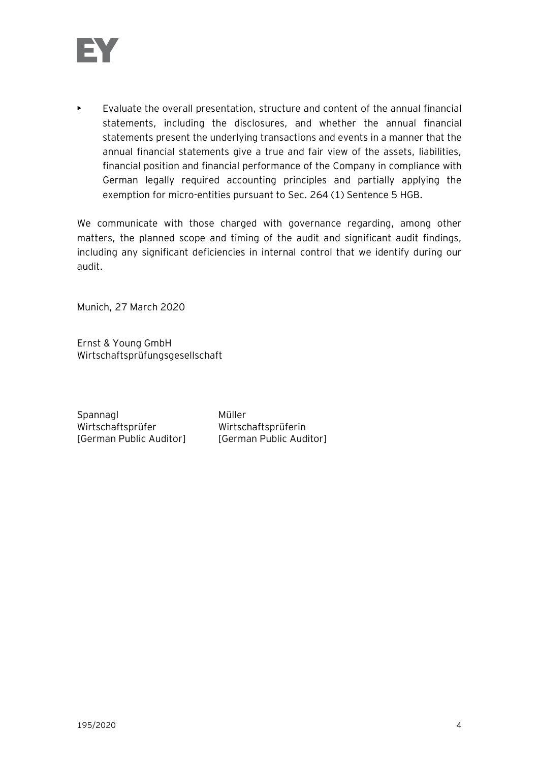- Evaluate the overall presentation, structure and content of the annual financial statements, including the disclosures, and whether the annual financial statements present the underlying transactions and events in a manner that the annual financial statements give a true and fair view of the assets, liabilities, financial position and financial performance of the Company in compliance with German legally required accounting principles and partially applying the exemption for micro-entities pursuant to Sec. 264 (1) Sentence 5 HGB.

We communicate with those charged with governance regarding, among other matters, the planned scope and timing of the audit and significant audit findings, including any significant deficiencies in internal control that we identify during our audit.

Munich, 27 March 2020

Ernst & Young GmbH
Wirtschaftsprüfungsgesellschaft

| Spannagl | Müller |
| --- | --- |
| Wirtschaftsprüfer | Wirtschaftsprüferin |
| [German Public Auditor] | [German Public Auditor] |

195/2020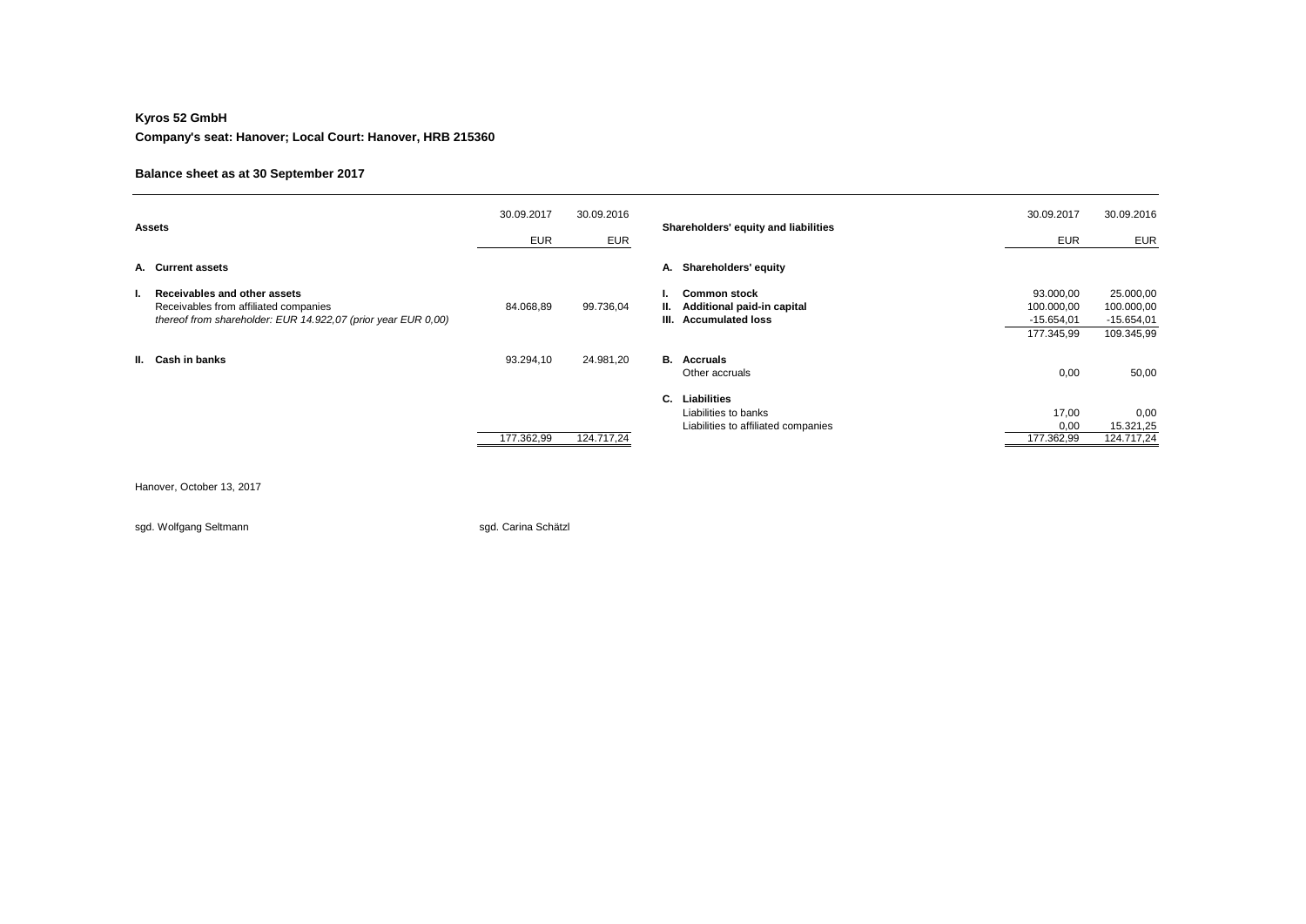**Kyros 52 GmbH**

**Company's seat: Hanover; Local Court: Hanover, HRB 215360**

**Balance sheet as at 30 September 2017**

| Assets | 30.09.2017 EUR | 30.09.2016 EUR |
|---|---|---|
| **A. Current assets** | | |
| **I. Receivables and other assets** | | |
| Receivables from affiliated companies | 84.068,89 | 99.736,04 |
| *thereof from shareholder: EUR 14.922,07 (prior year EUR 0,00)* | | |
| **II. Cash in banks** | 93.294,10 | 24.981,20 |
| | 177.362,99 | 124.717,24 |

| Shareholders' equity and liabilities | 30.09.2017 EUR | 30.09.2016 EUR |
|---|---|---|
| **A. Shareholders' equity** | | |
| **I. Common stock** | 93.000,00 | 25.000,00 |
| **II. Additional paid-in capital** | 100.000,00 | 100.000,00 |
| **III. Accumulated loss** | -15.654,01 | -15.654,01 |
| | 177.345,99 | 109.345,99 |
| **B. Accruals** | | |
| Other accruals | 0,00 | 50,00 |
| **C. Liabilities** | | |
| Liabilities to banks | 17,00 | 0,00 |
| Liabilities to affiliated companies | 0,00 | 15.321,25 |
| | 177.362,99 | 124.717,24 |

Hanover, October 13, 2017

sgd. Wolfgang Seltmann

sgd. Carina Schätzl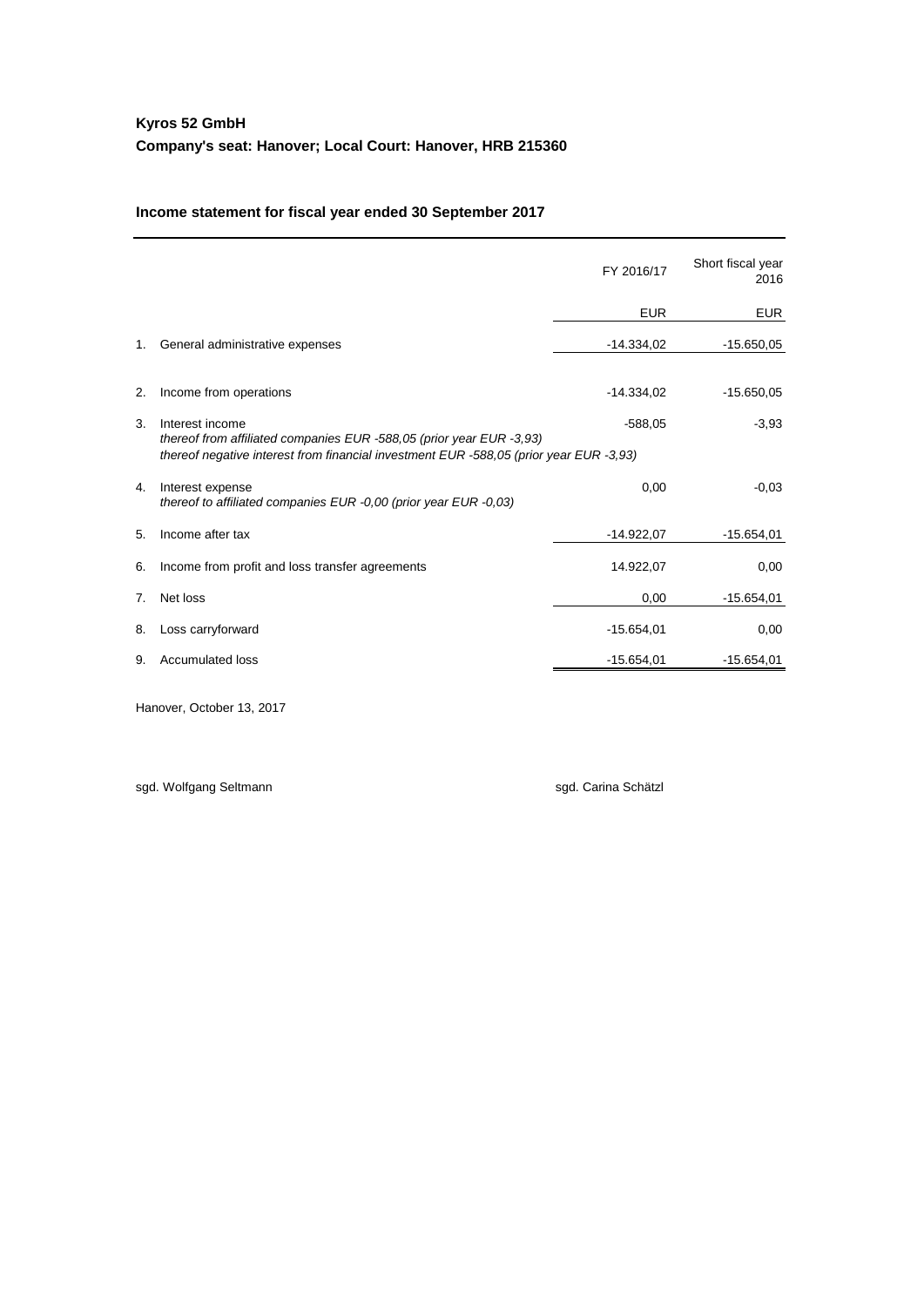**Kyros 52 GmbH**

**Company's seat: Hanover; Local Court: Hanover, HRB 215360**

**Income statement for fiscal year ended 30 September 2017**

| | | FY 2016/17 | Short fiscal year 2016 |
|---|---|---|---|
| | | EUR | EUR |
| 1. | General administrative expenses | -14.334,02 | -15.650,05 |
| 2. | Income from operations | -14.334,02 | -15.650,05 |
| 3. | Interest income<br>*thereof from affiliated companies EUR -588,05 (prior year EUR -3,93)*<br>*thereof negative interest from financial investment EUR -588,05 (prior year EUR -3,93)* | -588,05 | -3,93 |
| 4. | Interest expense<br>*thereof to affiliated companies EUR -0,00 (prior year EUR -0,03)* | 0,00 | -0,03 |
| 5. | Income after tax | -14.922,07 | -15.654,01 |
| 6. | Income from profit and loss transfer agreements | 14.922,07 | 0,00 |
| 7. | Net loss | 0,00 | -15.654,01 |
| 8. | Loss carryforward | -15.654,01 | 0,00 |
| 9. | Accumulated loss | -15.654,01 | -15.654,01 |

Hanover, October 13, 2017

sgd. Wolfgang Seltmann

sgd. Carina Schätzl